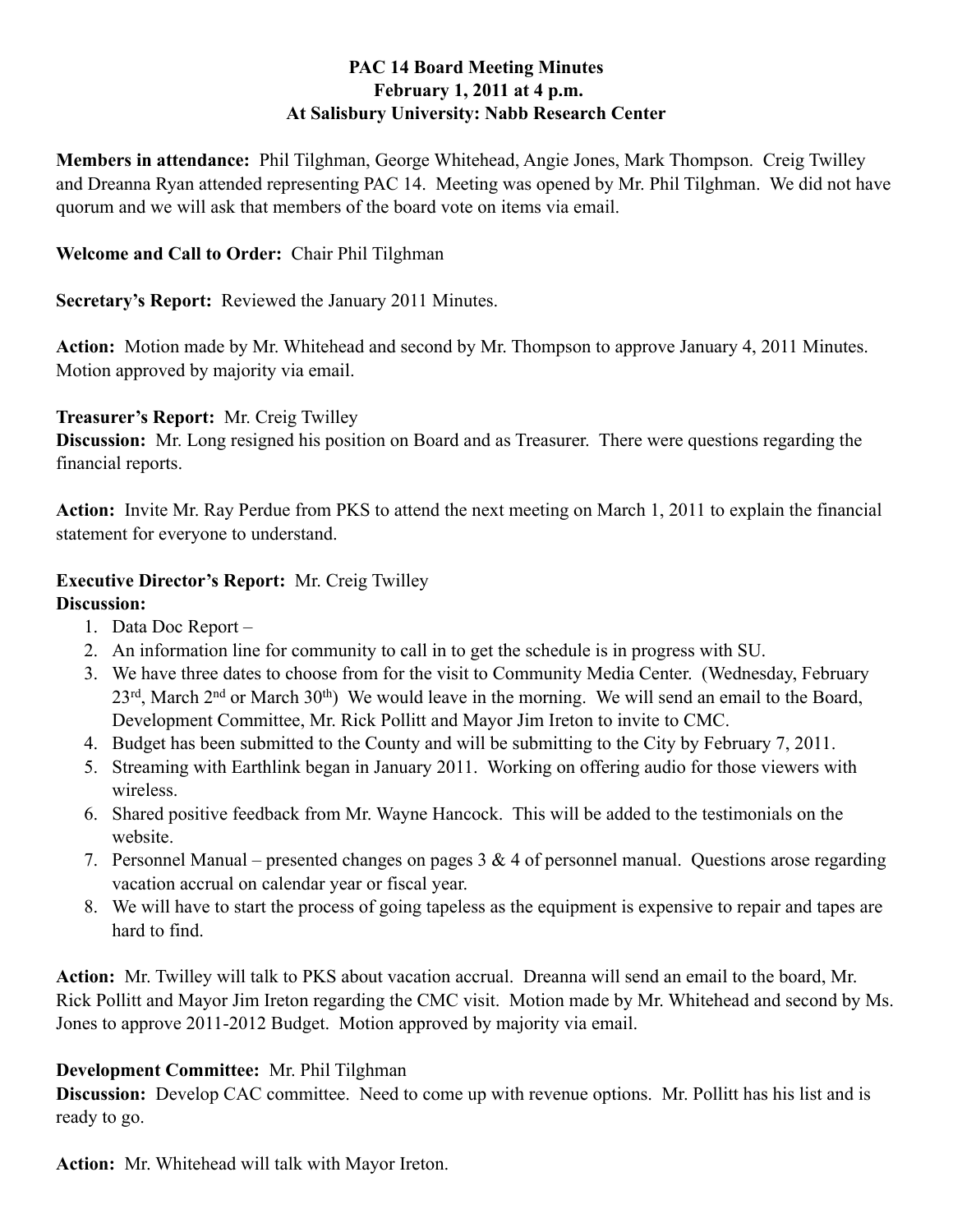**PAC 14 Board Meeting Minutes**
**February 1, 2011 at 4 p.m.**
**At Salisbury University: Nabb Research Center**

**Members in attendance:** Phil Tilghman, George Whitehead, Angie Jones, Mark Thompson. Creig Twilley and Dreanna Ryan attended representing PAC 14. Meeting was opened by Mr. Phil Tilghman. We did not have quorum and we will ask that members of the board vote on items via email.

**Welcome and Call to Order:** Chair Phil Tilghman

**Secretary's Report:** Reviewed the January 2011 Minutes.

**Action:** Motion made by Mr. Whitehead and second by Mr. Thompson to approve January 4, 2011 Minutes. Motion approved by majority via email.

**Treasurer's Report:** Mr. Creig Twilley
**Discussion:** Mr. Long resigned his position on Board and as Treasurer. There were questions regarding the financial reports.

**Action:** Invite Mr. Ray Perdue from PKS to attend the next meeting on March 1, 2011 to explain the financial statement for everyone to understand.

**Executive Director's Report:** Mr. Creig Twilley
**Discussion:**

1. Data Doc Report –
2. An information line for community to call in to get the schedule is in progress with SU.
3. We have three dates to choose from for the visit to Community Media Center. (Wednesday, February 23rd, March 2nd or March 30th) We would leave in the morning. We will send an email to the Board, Development Committee, Mr. Rick Pollitt and Mayor Jim Ireton to invite to CMC.
4. Budget has been submitted to the County and will be submitting to the City by February 7, 2011.
5. Streaming with Earthlink began in January 2011. Working on offering audio for those viewers with wireless.
6. Shared positive feedback from Mr. Wayne Hancock. This will be added to the testimonials on the website.
7. Personnel Manual – presented changes on pages 3 & 4 of personnel manual. Questions arose regarding vacation accrual on calendar year or fiscal year.
8. We will have to start the process of going tapeless as the equipment is expensive to repair and tapes are hard to find.

**Action:** Mr. Twilley will talk to PKS about vacation accrual. Dreanna will send an email to the board, Mr. Rick Pollitt and Mayor Jim Ireton regarding the CMC visit. Motion made by Mr. Whitehead and second by Ms. Jones to approve 2011-2012 Budget. Motion approved by majority via email.

**Development Committee:** Mr. Phil Tilghman
**Discussion:** Develop CAC committee. Need to come up with revenue options. Mr. Pollitt has his list and is ready to go.

**Action:** Mr. Whitehead will talk with Mayor Ireton.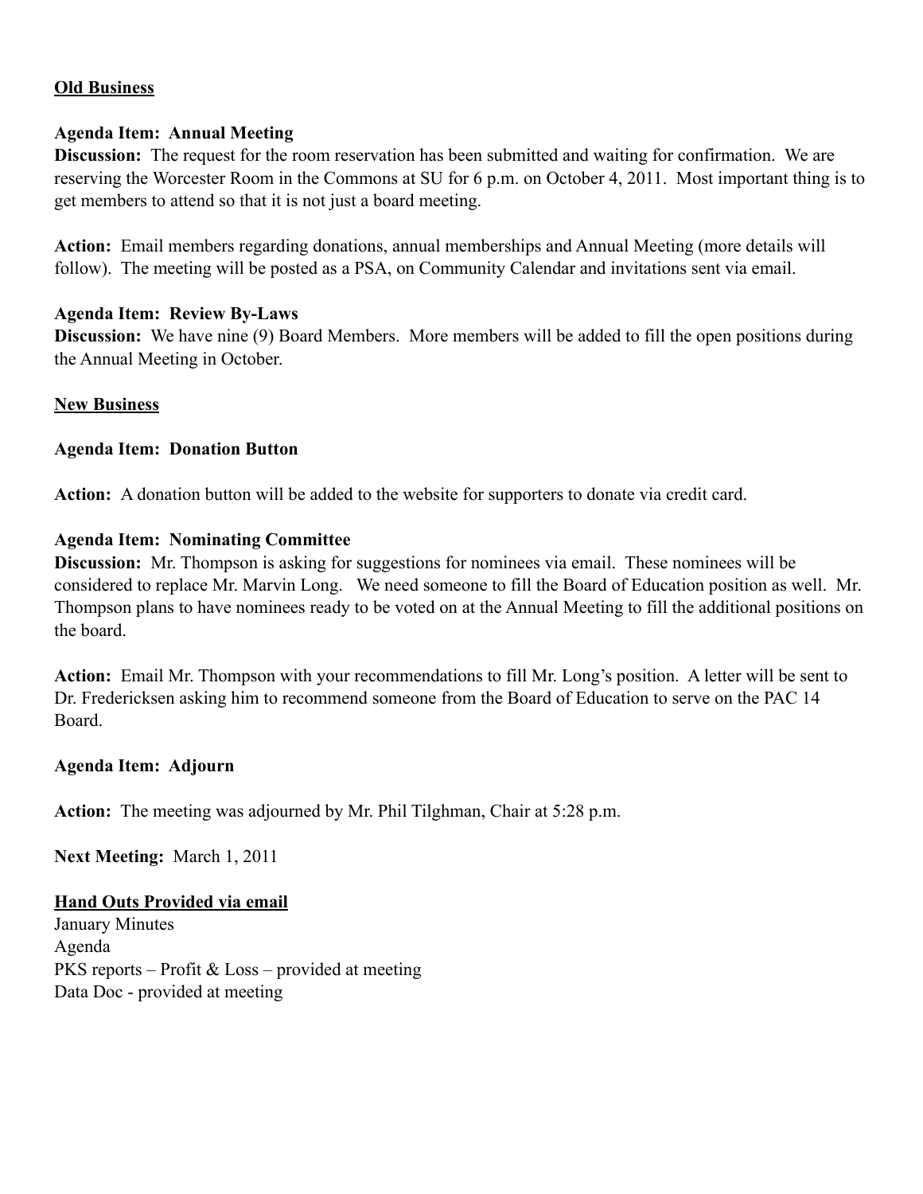**Old Business**

**Agenda Item: Annual Meeting**
**Discussion:** The request for the room reservation has been submitted and waiting for confirmation. We are reserving the Worcester Room in the Commons at SU for 6 p.m. on October 4, 2011. Most important thing is to get members to attend so that it is not just a board meeting.

**Action:** Email members regarding donations, annual memberships and Annual Meeting (more details will follow). The meeting will be posted as a PSA, on Community Calendar and invitations sent via email.

**Agenda Item: Review By-Laws**
**Discussion:** We have nine (9) Board Members. More members will be added to fill the open positions during the Annual Meeting in October.

**New Business**

**Agenda Item: Donation Button**

**Action:** A donation button will be added to the website for supporters to donate via credit card.

**Agenda Item: Nominating Committee**
**Discussion:** Mr. Thompson is asking for suggestions for nominees via email. These nominees will be considered to replace Mr. Marvin Long. We need someone to fill the Board of Education position as well. Mr. Thompson plans to have nominees ready to be voted on at the Annual Meeting to fill the additional positions on the board.

**Action:** Email Mr. Thompson with your recommendations to fill Mr. Long's position. A letter will be sent to Dr. Fredericksen asking him to recommend someone from the Board of Education to serve on the PAC 14 Board.

**Agenda Item: Adjourn**

**Action:** The meeting was adjourned by Mr. Phil Tilghman, Chair at 5:28 p.m.

**Next Meeting:** March 1, 2011

**Hand Outs Provided via email**
January Minutes
Agenda
PKS reports – Profit & Loss – provided at meeting
Data Doc - provided at meeting